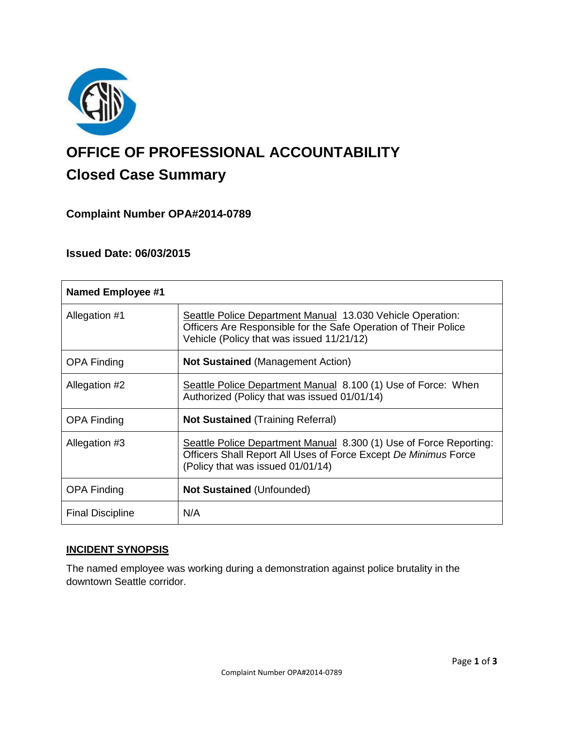# OFFICE OF PROFESSIONAL ACCOUNTABILITY

## Closed Case Summary

### Complaint Number OPA#2014-0789

### Issued Date: 06/03/2015

| Named Employee #1 | |
|---|---|
| Allegation #1 | Seattle Police Department Manual 13.030 Vehicle Operation: Officers Are Responsible for the Safe Operation of Their Police Vehicle (Policy that was issued 11/21/12) |
| OPA Finding | **Not Sustained** (Management Action) |
| Allegation #2 | Seattle Police Department Manual 8.100 (1) Use of Force: When Authorized (Policy that was issued 01/01/14) |
| OPA Finding | **Not Sustained** (Training Referral) |
| Allegation #3 | Seattle Police Department Manual 8.300 (1) Use of Force Reporting: Officers Shall Report All Uses of Force Except *De Minimus* Force (Policy that was issued 01/01/14) |
| OPA Finding | **Not Sustained** (Unfounded) |
| Final Discipline | N/A |

**INCIDENT SYNOPSIS**

The named employee was working during a demonstration against police brutality in the downtown Seattle corridor.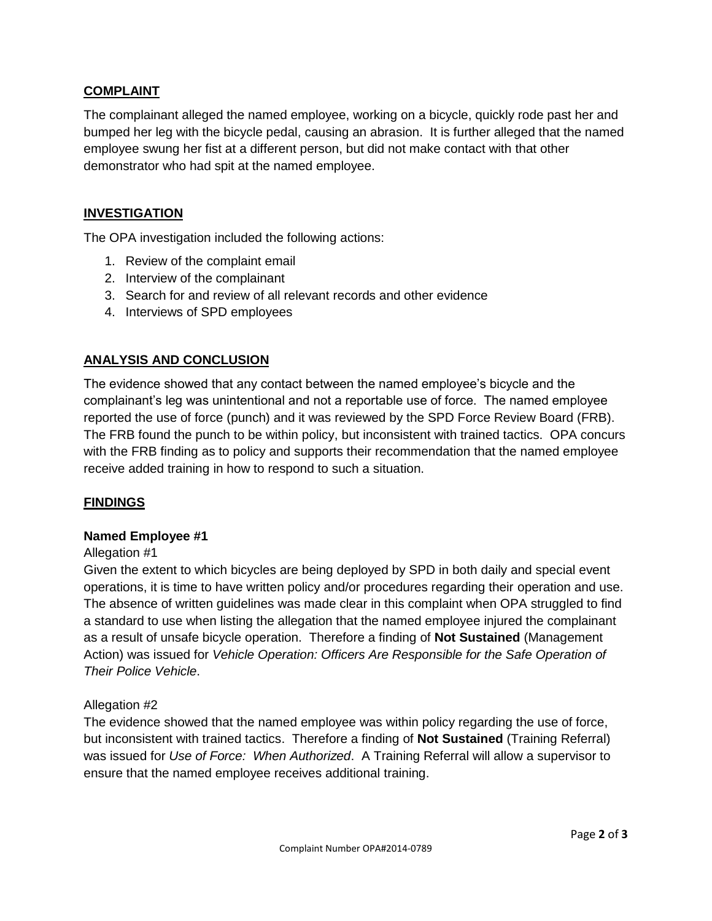## COMPLAINT

The complainant alleged the named employee, working on a bicycle, quickly rode past her and bumped her leg with the bicycle pedal, causing an abrasion. It is further alleged that the named employee swung her fist at a different person, but did not make contact with that other demonstrator who had spit at the named employee.

## INVESTIGATION

The OPA investigation included the following actions:

1. Review of the complaint email
2. Interview of the complainant
3. Search for and review of all relevant records and other evidence
4. Interviews of SPD employees

## ANALYSIS AND CONCLUSION

The evidence showed that any contact between the named employee's bicycle and the complainant's leg was unintentional and not a reportable use of force. The named employee reported the use of force (punch) and it was reviewed by the SPD Force Review Board (FRB). The FRB found the punch to be within policy, but inconsistent with trained tactics. OPA concurs with the FRB finding as to policy and supports their recommendation that the named employee receive added training in how to respond to such a situation.

## FINDINGS

### Named Employee #1

Allegation #1

Given the extent to which bicycles are being deployed by SPD in both daily and special event operations, it is time to have written policy and/or procedures regarding their operation and use. The absence of written guidelines was made clear in this complaint when OPA struggled to find a standard to use when listing the allegation that the named employee injured the complainant as a result of unsafe bicycle operation. Therefore a finding of **Not Sustained** (Management Action) was issued for *Vehicle Operation: Officers Are Responsible for the Safe Operation of Their Police Vehicle*.

Allegation #2

The evidence showed that the named employee was within policy regarding the use of force, but inconsistent with trained tactics. Therefore a finding of **Not Sustained** (Training Referral) was issued for *Use of Force: When Authorized*. A Training Referral will allow a supervisor to ensure that the named employee receives additional training.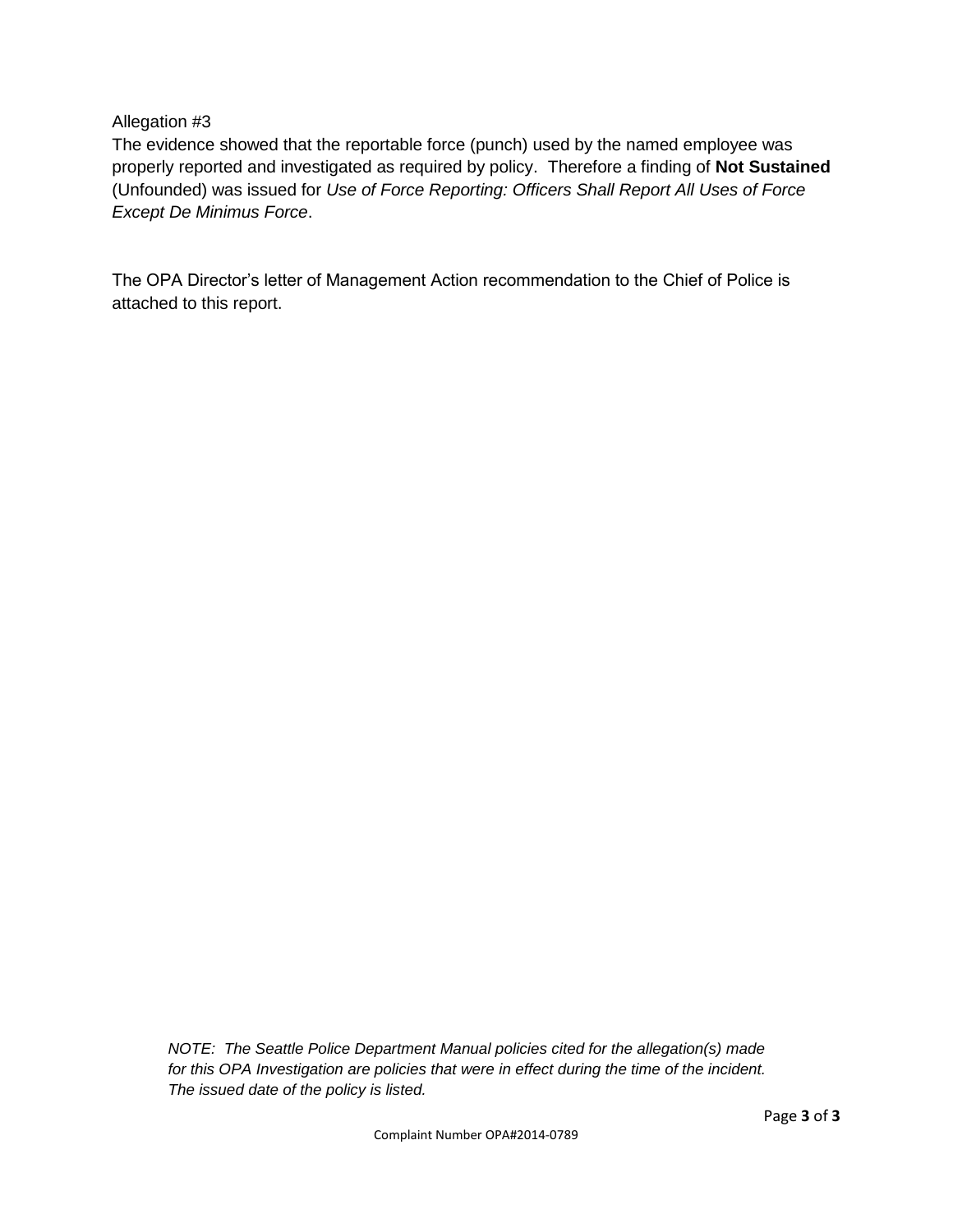Allegation #3

The evidence showed that the reportable force (punch) used by the named employee was properly reported and investigated as required by policy. Therefore a finding of **Not Sustained** (Unfounded) was issued for *Use of Force Reporting: Officers Shall Report All Uses of Force Except De Minimus Force*.

The OPA Director's letter of Management Action recommendation to the Chief of Police is attached to this report.

*NOTE: The Seattle Police Department Manual policies cited for the allegation(s) made for this OPA Investigation are policies that were in effect during the time of the incident. The issued date of the policy is listed.*

Complaint Number OPA#2014-0789